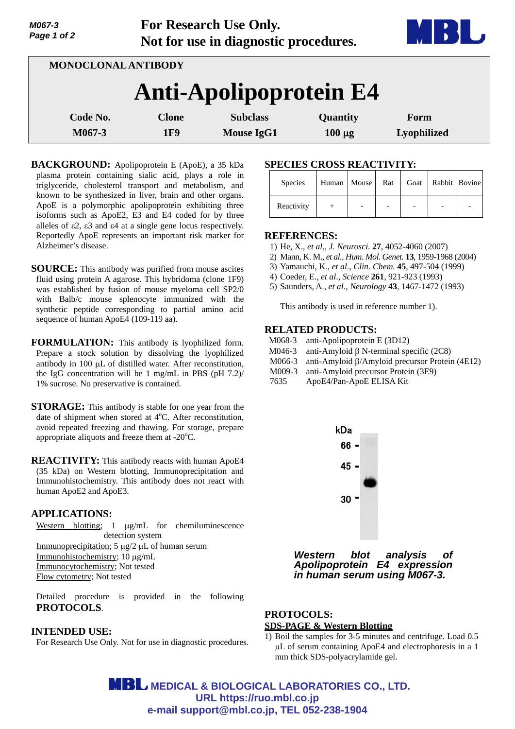For Research Use Only.
Not for use in diagnostic procedures.

MONOCLONAL ANTIBODY

# Anti-Apolipoprotein E4

| Code No. | Clone | Subclass | Quantity | Form |
|---|---|---|---|---|
| M067-3 | 1F9 | Mouse IgG1 | 100 μg | Lyophilized |

**BACKGROUND:** Apolipoprotein E (ApoE), a 35 kDa plasma protein containing sialic acid, plays a role in triglyceride, cholesterol transport and metabolism, and known to be synthesized in liver, brain and other organs. ApoE is a polymorphic apolipoprotein exhibiting three isoforms such as ApoE2, E3 and E4 coded for by three alleles of ε2, ε3 and ε4 at a single gene locus respectively. Reportedly ApoE represents an important risk marker for Alzheimer's disease.

**SOURCE:** This antibody was purified from mouse ascites fluid using protein A agarose. This hybridoma (clone 1F9) was established by fusion of mouse myeloma cell SP2/0 with Balb/c mouse splenocyte immunized with the synthetic peptide corresponding to partial amino acid sequence of human ApoE4 (109-119 aa).

**FORMULATION:** This antibody is lyophilized form. Prepare a stock solution by dissolving the lyophilized antibody in 100 μL of distilled water. After reconstitution, the IgG concentration will be 1 mg/mL in PBS (pH 7.2)/ 1% sucrose. No preservative is contained.

**STORAGE:** This antibody is stable for one year from the date of shipment when stored at 4°C. After reconstitution, avoid repeated freezing and thawing. For storage, prepare appropriate aliquots and freeze them at -20°C.

**REACTIVITY:** This antibody reacts with human ApoE4 (35 kDa) on Western blotting, Immunoprecipitation and Immunohistochemistry. This antibody does not react with human ApoE2 and ApoE3.

**APPLICATIONS:**

Western blotting; 1 μg/mL for chemiluminescence detection system
Immunoprecipitation; 5 μg/2 μL of human serum
Immunohistochemistry; 10 μg/mL
Immunocytochemistry; Not tested
Flow cytometry; Not tested

Detailed procedure is provided in the following **PROTOCOLS**.

**INTENDED USE:**

For Research Use Only. Not for use in diagnostic procedures.

**SPECIES CROSS REACTIVITY:**

| Species | Human | Mouse | Rat | Goat | Rabbit | Bovine |
|---|---|---|---|---|---|---|
| Reactivity | + | - | - | - | - | - |

**REFERENCES:**

1) He, X., *et al., J. Neurosci.* **27**, 4052-4060 (2007)
2) Mann, K. M., *et al., Hum. Mol. Genet.* **13**, 1959-1968 (2004)
3) Yamauchi, K., *et al., Clin. Chem.* **45**, 497-504 (1999)
4) Coeder, E., *et al., Science* **261**, 921-923 (1993)
5) Saunders, A., *et al., Neurology* **43**, 1467-1472 (1993)

This antibody is used in reference number 1).

**RELATED PRODUCTS:**

M068-3 anti-Apolipoprotein E (3D12)
M046-3 anti-Amyloid β N-terminal specific (2C8)
M066-3 anti-Amyloid β/Amyloid precursor Protein (4E12)
M009-3 anti-Amyloid precursor Protein (3E9)
7635 ApoE4/Pan-ApoE ELISA Kit

kDa
66 -
45 -
30 -

***Western blot analysis of Apolipoprotein E4 expression in human serum using M067-3.***

**PROTOCOLS:**

**SDS-PAGE & Western Blotting**

1) Boil the samples for 3-5 minutes and centrifuge. Load 0.5 μL of serum containing ApoE4 and electrophoresis in a 1 mm thick SDS-polyacrylamide gel.

MEDICAL & BIOLOGICAL LABORATORIES CO., LTD.
URL https://ruo.mbl.co.jp
e-mail support@mbl.co.jp, TEL 052-238-1904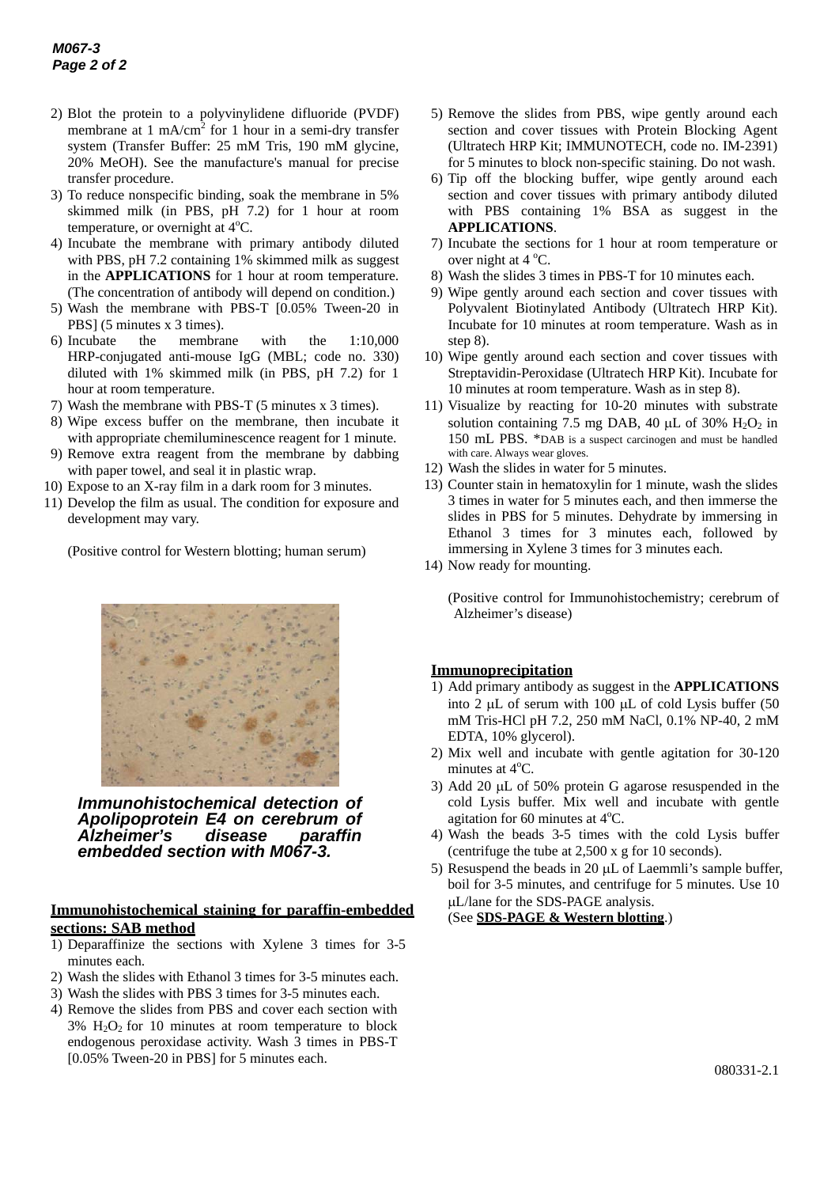2) Blot the protein to a polyvinylidene difluoride (PVDF) membrane at 1 mA/cm$^2$ for 1 hour in a semi-dry transfer system (Transfer Buffer: 25 mM Tris, 190 mM glycine, 20% MeOH). See the manufacture's manual for precise transfer procedure.
3) To reduce nonspecific binding, soak the membrane in 5% skimmed milk (in PBS, pH 7.2) for 1 hour at room temperature, or overnight at 4°C.
4) Incubate the membrane with primary antibody diluted with PBS, pH 7.2 containing 1% skimmed milk as suggest in the **APPLICATIONS** for 1 hour at room temperature. (The concentration of antibody will depend on condition.)
5) Wash the membrane with PBS-T [0.05% Tween-20 in PBS] (5 minutes x 3 times).
6) Incubate the membrane with the 1:10,000 HRP-conjugated anti-mouse IgG (MBL; code no. 330) diluted with 1% skimmed milk (in PBS, pH 7.2) for 1 hour at room temperature.
7) Wash the membrane with PBS-T (5 minutes x 3 times).
8) Wipe excess buffer on the membrane, then incubate it with appropriate chemiluminescence reagent for 1 minute.
9) Remove extra reagent from the membrane by dabbing with paper towel, and seal it in plastic wrap.
10) Expose to an X-ray film in a dark room for 3 minutes.
11) Develop the film as usual. The condition for exposure and development may vary.

(Positive control for Western blotting; human serum)

***Immunohistochemical detection of Apolipoprotein E4 on cerebrum of Alzheimer's disease paraffin embedded section with M067-3.***

## Immunohistochemical staining for paraffin-embedded sections: SAB method

1) Deparaffinize the sections with Xylene 3 times for 3-5 minutes each.
2) Wash the slides with Ethanol 3 times for 3-5 minutes each.
3) Wash the slides with PBS 3 times for 3-5 minutes each.
4) Remove the slides from PBS and cover each section with 3% $H_2O_2$ for 10 minutes at room temperature to block endogenous peroxidase activity. Wash 3 times in PBS-T [0.05% Tween-20 in PBS] for 5 minutes each.
5) Remove the slides from PBS, wipe gently around each section and cover tissues with Protein Blocking Agent (Ultratech HRP Kit; IMMUNOTECH, code no. IM-2391) for 5 minutes to block non-specific staining. Do not wash.
6) Tip off the blocking buffer, wipe gently around each section and cover tissues with primary antibody diluted with PBS containing 1% BSA as suggest in the **APPLICATIONS**.
7) Incubate the sections for 1 hour at room temperature or over night at 4 °C.
8) Wash the slides 3 times in PBS-T for 10 minutes each.
9) Wipe gently around each section and cover tissues with Polyvalent Biotinylated Antibody (Ultratech HRP Kit). Incubate for 10 minutes at room temperature. Wash as in step 8).
10) Wipe gently around each section and cover tissues with Streptavidin-Peroxidase (Ultratech HRP Kit). Incubate for 10 minutes at room temperature. Wash as in step 8).
11) Visualize by reacting for 10-20 minutes with substrate solution containing 7.5 mg DAB, 40 μL of 30% $H_2O_2$ in 150 mL PBS. *DAB is a suspect carcinogen and must be handled with care. Always wear gloves.
12) Wash the slides in water for 5 minutes.
13) Counter stain in hematoxylin for 1 minute, wash the slides 3 times in water for 5 minutes each, and then immerse the slides in PBS for 5 minutes. Dehydrate by immersing in Ethanol 3 times for 3 minutes each, followed by immersing in Xylene 3 times for 3 minutes each.
14) Now ready for mounting.

(Positive control for Immunohistochemistry; cerebrum of Alzheimer's disease)

## Immunoprecipitation

1) Add primary antibody as suggest in the **APPLICATIONS** into 2 μL of serum with 100 μL of cold Lysis buffer (50 mM Tris-HCl pH 7.2, 250 mM NaCl, 0.1% NP-40, 2 mM EDTA, 10% glycerol).
2) Mix well and incubate with gentle agitation for 30-120 minutes at 4°C.
3) Add 20 μL of 50% protein G agarose resuspended in the cold Lysis buffer. Mix well and incubate with gentle agitation for 60 minutes at 4°C.
4) Wash the beads 3-5 times with the cold Lysis buffer (centrifuge the tube at 2,500 x g for 10 seconds).
5) Resuspend the beads in 20 μL of Laemmli's sample buffer, boil for 3-5 minutes, and centrifuge for 5 minutes. Use 10 μL/lane for the SDS-PAGE analysis.
(See **SDS-PAGE & Western blotting**.)

080331-2.1